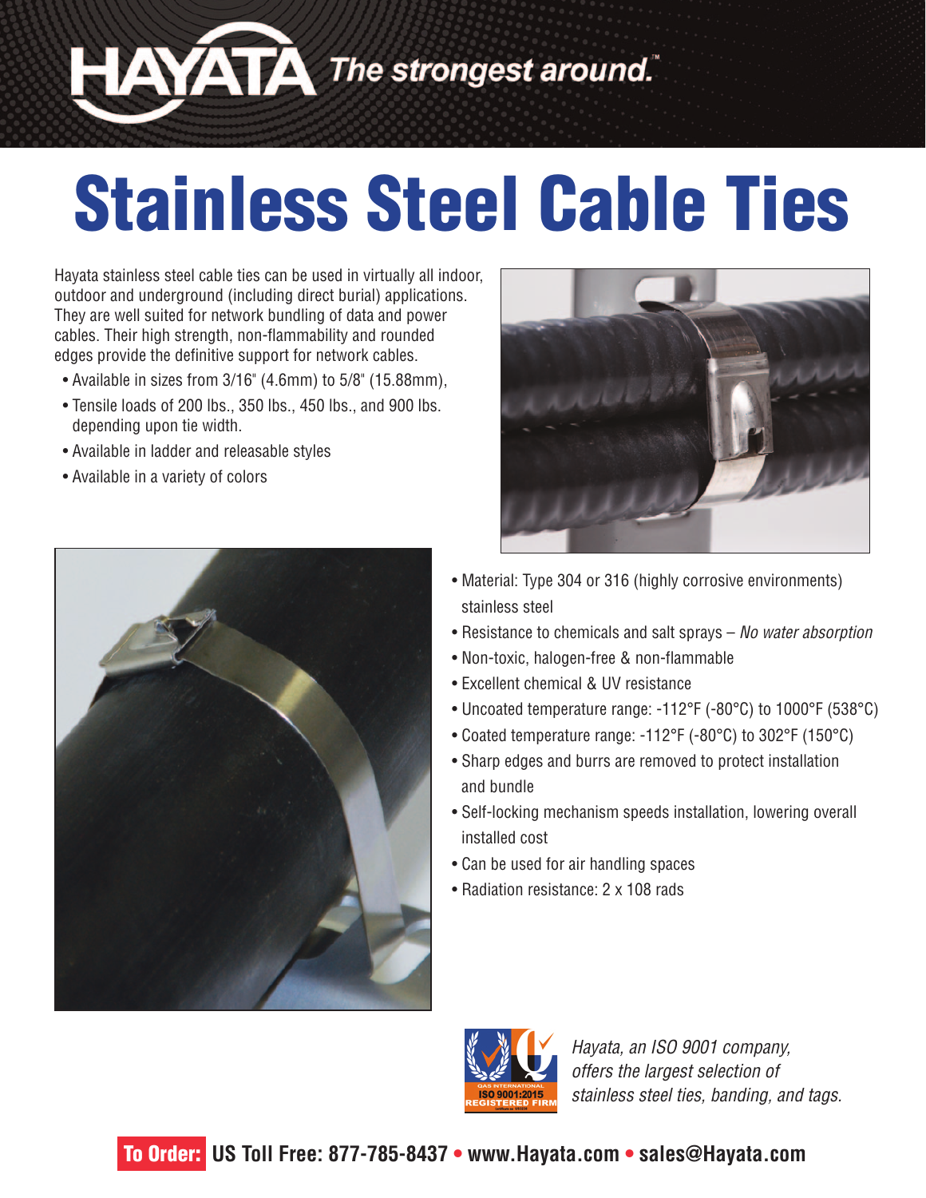HAYATA *The strongest around.*™

# Stainless Steel Cable Ties

Hayata stainless steel cable ties can be used in virtually all indoor, outdoor and underground (including direct burial) applications. They are well suited for network bundling of data and power cables. Their high strength, non-flammability and rounded edges provide the definitive support for network cables.

- Available in sizes from 3/16" (4.6mm) to 5/8" (15.88mm),
- Tensile loads of 200 lbs., 350 lbs., 450 lbs., and 900 lbs. depending upon tie width.
- Available in ladder and releasable styles
- Available in a variety of colors

- Material: Type 304 or 316 (highly corrosive environments) stainless steel
- Resistance to chemicals and salt sprays – *No water absorption*
- Non-toxic, halogen-free & non-flammable
- Excellent chemical & UV resistance
- Uncoated temperature range: -112°F (-80°C) to 1000°F (538°C)
- Coated temperature range: -112°F (-80°C) to 302°F (150°C)
- Sharp edges and burrs are removed to protect installation and bundle
- Self-locking mechanism speeds installation, lowering overall installed cost
- Can be used for air handling spaces
- Radiation resistance: 2 x 108 rads

QAS INTERNATIONAL ISO 9001:2015 REGISTERED FIRM

*Hayata, an ISO 9001 company, offers the largest selection of stainless steel ties, banding, and tags.*

**To Order:** US Toll Free: 877-785-8437 • www.Hayata.com • sales@Hayata.com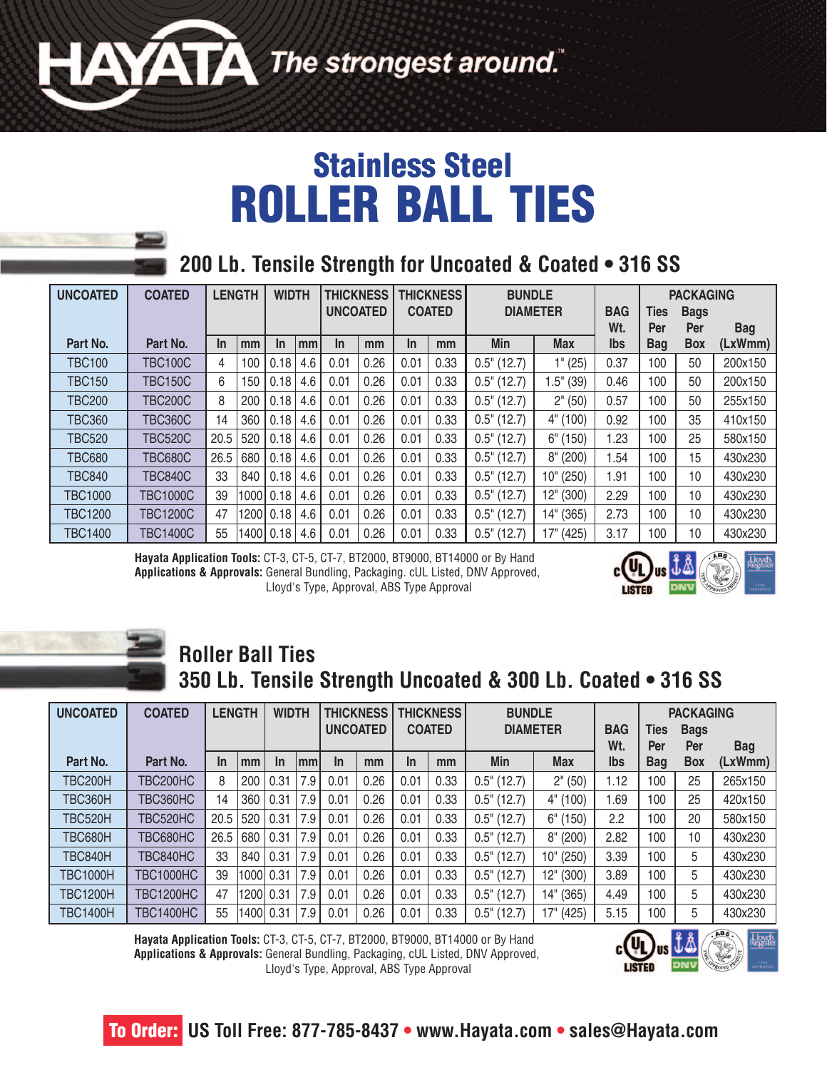HAYATA *The strongest around.*™

# Stainless Steel
# ROLLER BALL TIES

## 200 Lb. Tensile Strength for Uncoated & Coated • 316 SS

| UNCOATED | COATED | LENGTH | | WIDTH | | THICKNESS UNCOATED | | THICKNESS COATED | | BUNDLE DIAMETER | | BAG Wt. | PACKAGING | | |
|---|---|---|---|---|---|---|---|---|---|---|---|---|---|---|---|
| Part No. | Part No. | In | mm | In | mm | In | mm | In | mm | Min | Max | lbs | Ties Per Bag | Bags Per Box | Bag (LxWmm) |
| TBC100 | TBC100C | 4 | 100 | 0.18 | 4.6 | 0.01 | 0.26 | 0.01 | 0.33 | 0.5" (12.7) | 1" (25) | 0.37 | 100 | 50 | 200x150 |
| TBC150 | TBC150C | 6 | 150 | 0.18 | 4.6 | 0.01 | 0.26 | 0.01 | 0.33 | 0.5" (12.7) | 1.5" (39) | 0.46 | 100 | 50 | 200x150 |
| TBC200 | TBC200C | 8 | 200 | 0.18 | 4.6 | 0.01 | 0.26 | 0.01 | 0.33 | 0.5" (12.7) | 2" (50) | 0.57 | 100 | 50 | 255x150 |
| TBC360 | TBC360C | 14 | 360 | 0.18 | 4.6 | 0.01 | 0.26 | 0.01 | 0.33 | 0.5" (12.7) | 4" (100) | 0.92 | 100 | 35 | 410x150 |
| TBC520 | TBC520C | 20.5 | 520 | 0.18 | 4.6 | 0.01 | 0.26 | 0.01 | 0.33 | 0.5" (12.7) | 6" (150) | 1.23 | 100 | 25 | 580x150 |
| TBC680 | TBC680C | 26.5 | 680 | 0.18 | 4.6 | 0.01 | 0.26 | 0.01 | 0.33 | 0.5" (12.7) | 8" (200) | 1.54 | 100 | 15 | 430x230 |
| TBC840 | TBC840C | 33 | 840 | 0.18 | 4.6 | 0.01 | 0.26 | 0.01 | 0.33 | 0.5" (12.7) | 10" (250) | 1.91 | 100 | 10 | 430x230 |
| TBC1000 | TBC1000C | 39 | 1000 | 0.18 | 4.6 | 0.01 | 0.26 | 0.01 | 0.33 | 0.5" (12.7) | 12" (300) | 2.29 | 100 | 10 | 430x230 |
| TBC1200 | TBC1200C | 47 | 1200 | 0.18 | 4.6 | 0.01 | 0.26 | 0.01 | 0.33 | 0.5" (12.7) | 14" (365) | 2.73 | 100 | 10 | 430x230 |
| TBC1400 | TBC1400C | 55 | 1400 | 0.18 | 4.6 | 0.01 | 0.26 | 0.01 | 0.33 | 0.5" (12.7) | 17" (425) | 3.17 | 100 | 10 | 430x230 |

**Hayata Application Tools:** CT-3, CT-5, CT-7, BT2000, BT9000, BT14000 or By Hand
**Applications & Approvals:** General Bundling, Packaging. cUL Listed, DNV Approved, Lloyd's Type, Approval, ABS Type Approval

## Roller Ball Ties
## 350 Lb. Tensile Strength Uncoated & 300 Lb. Coated • 316 SS

| UNCOATED | COATED | LENGTH | | WIDTH | | THICKNESS UNCOATED | | THICKNESS COATED | | BUNDLE DIAMETER | | BAG Wt. | PACKAGING | | |
|---|---|---|---|---|---|---|---|---|---|---|---|---|---|---|---|
| Part No. | Part No. | In | mm | In | mm | In | mm | In | mm | Min | Max | lbs | Ties Per Bag | Bags Per Box | Bag (LxWmm) |
| TBC200H | TBC200HC | 8 | 200 | 0.31 | 7.9 | 0.01 | 0.26 | 0.01 | 0.33 | 0.5" (12.7) | 2" (50) | 1.12 | 100 | 25 | 265x150 |
| TBC360H | TBC360HC | 14 | 360 | 0.31 | 7.9 | 0.01 | 0.26 | 0.01 | 0.33 | 0.5" (12.7) | 4" (100) | 1.69 | 100 | 25 | 420x150 |
| TBC520H | TBC520HC | 20.5 | 520 | 0.31 | 7.9 | 0.01 | 0.26 | 0.01 | 0.33 | 0.5" (12.7) | 6" (150) | 2.2 | 100 | 20 | 580x150 |
| TBC680H | TBC680HC | 26.5 | 680 | 0.31 | 7.9 | 0.01 | 0.26 | 0.01 | 0.33 | 0.5" (12.7) | 8" (200) | 2.82 | 100 | 10 | 430x230 |
| TBC840H | TBC840HC | 33 | 840 | 0.31 | 7.9 | 0.01 | 0.26 | 0.01 | 0.33 | 0.5" (12.7) | 10" (250) | 3.39 | 100 | 5 | 430x230 |
| TBC1000H | TBC1000HC | 39 | 1000 | 0.31 | 7.9 | 0.01 | 0.26 | 0.01 | 0.33 | 0.5" (12.7) | 12" (300) | 3.89 | 100 | 5 | 430x230 |
| TBC1200H | TBC1200HC | 47 | 1200 | 0.31 | 7.9 | 0.01 | 0.26 | 0.01 | 0.33 | 0.5" (12.7) | 14" (365) | 4.49 | 100 | 5 | 430x230 |
| TBC1400H | TBC1400HC | 55 | 1400 | 0.31 | 7.9 | 0.01 | 0.26 | 0.01 | 0.33 | 0.5" (12.7) | 17" (425) | 5.15 | 100 | 5 | 430x230 |

**Hayata Application Tools:** CT-3, CT-5, CT-7, BT2000, BT9000, BT14000 or By Hand
**Applications & Approvals:** General Bundling, Packaging, cUL Listed, DNV Approved, Lloyd's Type, Approval, ABS Type Approval

**To Order:** US Toll Free: 877-785-8437 • www.Hayata.com • sales@Hayata.com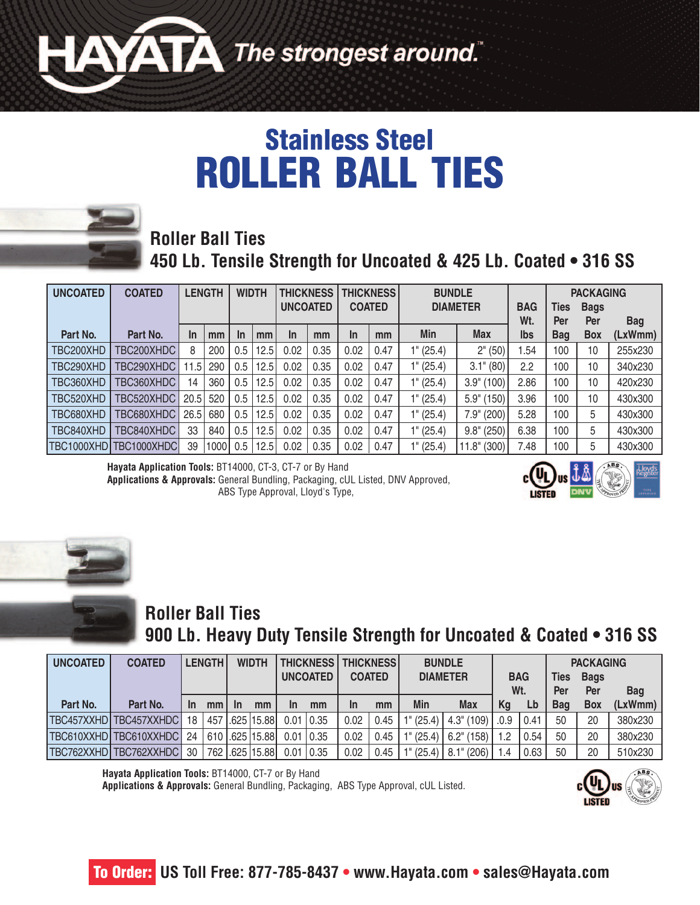HAYATA *The strongest around.*™

# Stainless Steel
# ROLLER BALL TIES

## Roller Ball Ties
## 450 Lb. Tensile Strength for Uncoated & 425 Lb. Coated • 316 SS

| UNCOATED | COATED | LENGTH | | WIDTH | | THICKNESS UNCOATED | | THICKNESS COATED | | BUNDLE DIAMETER | | BAG Wt. | PACKAGING | | |
|---|---|---|---|---|---|---|---|---|---|---|---|---|---|---|---|
| Part No. | Part No. | In | mm | In | mm | In | mm | In | mm | Min | Max | lbs | Ties Per Bag | Bags Per Box | Bag (LxWmm) |
| TBC200XHD | TBC200XHDC | 8 | 200 | 0.5 | 12.5 | 0.02 | 0.35 | 0.02 | 0.47 | 1" (25.4) | 2" (50) | 1.54 | 100 | 10 | 255x230 |
| TBC290XHD | TBC290XHDC | 11.5 | 290 | 0.5 | 12.5 | 0.02 | 0.35 | 0.02 | 0.47 | 1" (25.4) | 3.1" (80) | 2.2 | 100 | 10 | 340x230 |
| TBC360XHD | TBC360XHDC | 14 | 360 | 0.5 | 12.5 | 0.02 | 0.35 | 0.02 | 0.47 | 1" (25.4) | 3.9" (100) | 2.86 | 100 | 10 | 420x230 |
| TBC520XHD | TBC520XHDC | 20.5 | 520 | 0.5 | 12.5 | 0.02 | 0.35 | 0.02 | 0.47 | 1" (25.4) | 5.9" (150) | 3.96 | 100 | 10 | 430x300 |
| TBC680XHD | TBC680XHDC | 26.5 | 680 | 0.5 | 12.5 | 0.02 | 0.35 | 0.02 | 0.47 | 1" (25.4) | 7.9" (200) | 5.28 | 100 | 5 | 430x300 |
| TBC840XHD | TBC840XHDC | 33 | 840 | 0.5 | 12.5 | 0.02 | 0.35 | 0.02 | 0.47 | 1" (25.4) | 9.8" (250) | 6.38 | 100 | 5 | 430x300 |
| TBC1000XHD | TBC1000XHDC | 39 | 1000 | 0.5 | 12.5 | 0.02 | 0.35 | 0.02 | 0.47 | 1" (25.4) | 11.8" (300) | 7.48 | 100 | 5 | 430x300 |

**Hayata Application Tools:** BT14000, CT-3, CT-7 or By Hand
**Applications & Approvals:** General Bundling, Packaging, cUL Listed, DNV Approved, ABS Type Approval, Lloyd's Type,

## Roller Ball Ties
## 900 Lb. Heavy Duty Tensile Strength for Uncoated & Coated • 316 SS

| UNCOATED | COATED | LENGTH | | WIDTH | | THICKNESS UNCOATED | | THICKNESS COATED | | BUNDLE DIAMETER | | BAG Wt. | | PACKAGING | | |
|---|---|---|---|---|---|---|---|---|---|---|---|---|---|---|---|---|
| Part No. | Part No. | In | mm | In | mm | In | mm | In | mm | Min | Max | Kg | Lb | Ties Per Bag | Bags Per Box | Bag (LxWmm) |
| TBC457XXHD | TBC457XXHDC | 18 | 457 | .625 | 15.88 | 0.01 | 0.35 | 0.02 | 0.45 | 1" (25.4) | 4.3" (109) | .0.9 | 0.41 | 50 | 20 | 380x230 |
| TBC610XXHD | TBC610XXHDC | 24 | 610 | .625 | 15.88 | 0.01 | 0.35 | 0.02 | 0.45 | 1" (25.4) | 6.2" (158) | 1.2 | 0.54 | 50 | 20 | 380x230 |
| TBC762XXHD | TBC762XXHDC | 30 | 762 | .625 | 15.88 | 0.01 | 0.35 | 0.02 | 0.45 | 1" (25.4) | 8.1" (206) | 1.4 | 0.63 | 50 | 20 | 510x230 |

**Hayata Application Tools:** BT14000, CT-7 or By Hand
**Applications & Approvals:** General Bundling, Packaging, ABS Type Approval, cUL Listed.

**To Order:** US Toll Free: 877-785-8437 • www.Hayata.com • sales@Hayata.com